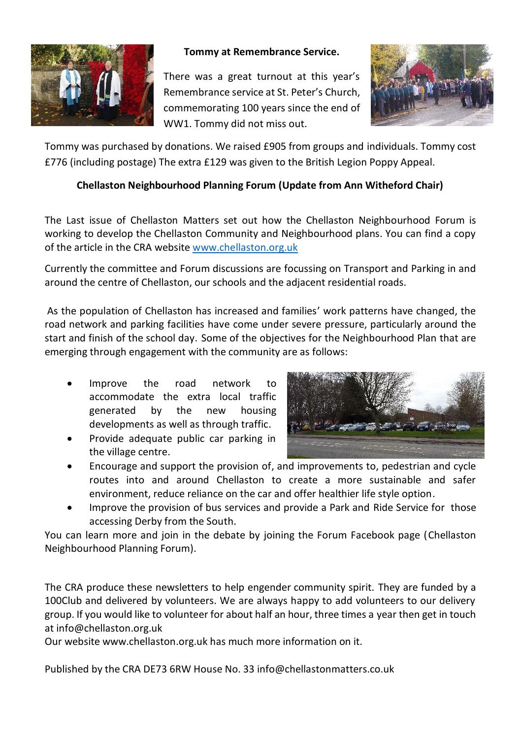### Tommy at Remembrance Service.

There was a great turnout at this year's Remembrance service at St. Peter's Church, commemorating 100 years since the end of WW1. Tommy did not miss out.

Tommy was purchased by donations. We raised £905 from groups and individuals. Tommy cost £776 (including postage) The extra £129 was given to the British Legion Poppy Appeal.

### Chellaston Neighbourhood Planning Forum (Update from Ann Witheford Chair)

The Last issue of Chellaston Matters set out how the Chellaston Neighbourhood Forum is working to develop the Chellaston Community and Neighbourhood plans. You can find a copy of the article in the CRA website [www.chellaston.org.uk](http://www.chellaston.org.uk)

Currently the committee and Forum discussions are focussing on Transport and Parking in and around the centre of Chellaston, our schools and the adjacent residential roads.

As the population of Chellaston has increased and families' work patterns have changed, the road network and parking facilities have come under severe pressure, particularly around the start and finish of the school day. Some of the objectives for the Neighbourhood Plan that are emerging through engagement with the community are as follows:

- Improve the road network to accommodate the extra local traffic generated by the new housing developments as well as through traffic.
- Provide adequate public car parking in the village centre.
- Encourage and support the provision of, and improvements to, pedestrian and cycle routes into and around Chellaston to create a more sustainable and safer environment, reduce reliance on the car and offer healthier life style option.
- Improve the provision of bus services and provide a Park and Ride Service for those accessing Derby from the South.

You can learn more and join in the debate by joining the Forum Facebook page (Chellaston Neighbourhood Planning Forum).

The CRA produce these newsletters to help engender community spirit. They are funded by a 100Club and delivered by volunteers. We are always happy to add volunteers to our delivery group. If you would like to volunteer for about half an hour, three times a year then get in touch at info@chellaston.org.uk

Our website www.chellaston.org.uk has much more information on it.

Published by the CRA DE73 6RW House No. 33 info@chellastonmatters.co.uk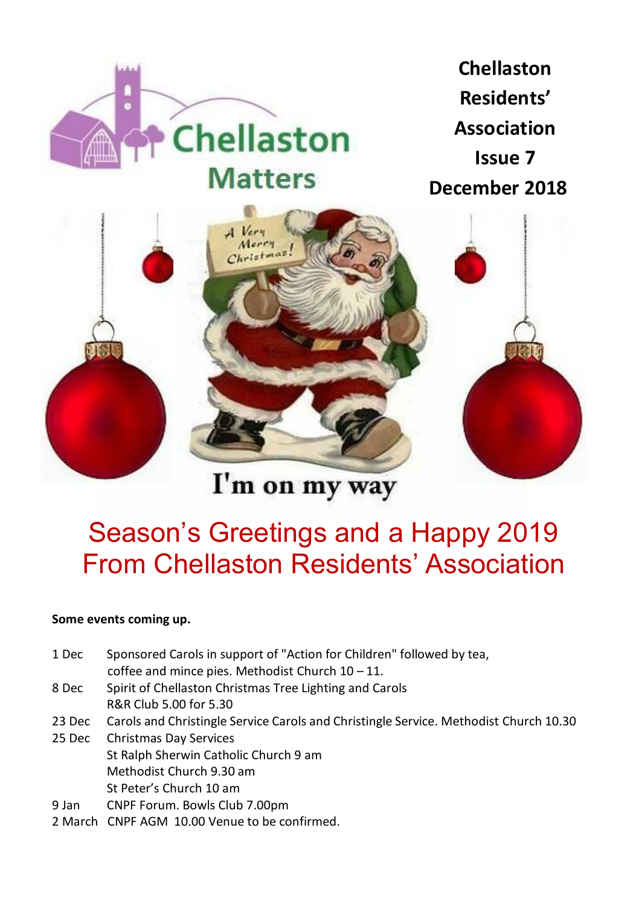# Chellaston Matters

**Chellaston Residents' Association**
**Issue 7**
**December 2018**

A Very Merry Christmas!

I'm on my way

## Season's Greetings and a Happy 2019 From Chellaston Residents' Association

**Some events coming up.**

| | |
|---|---|
| 1 Dec | Sponsored Carols in support of "Action for Children" followed by tea, coffee and mince pies. Methodist Church 10 – 11. |
| 8 Dec | Spirit of Chellaston Christmas Tree Lighting and Carols R&R Club 5.00 for 5.30 |
| 23 Dec | Carols and Christingle Service Carols and Christingle Service. Methodist Church 10.30 |
| 25 Dec | Christmas Day Services<br>St Ralph Sherwin Catholic Church 9 am<br>Methodist Church 9.30 am<br>St Peter's Church 10 am |
| 9 Jan | CNPF Forum. Bowls Club 7.00pm |
| 2 March | CNPF AGM 10.00 Venue to be confirmed. |